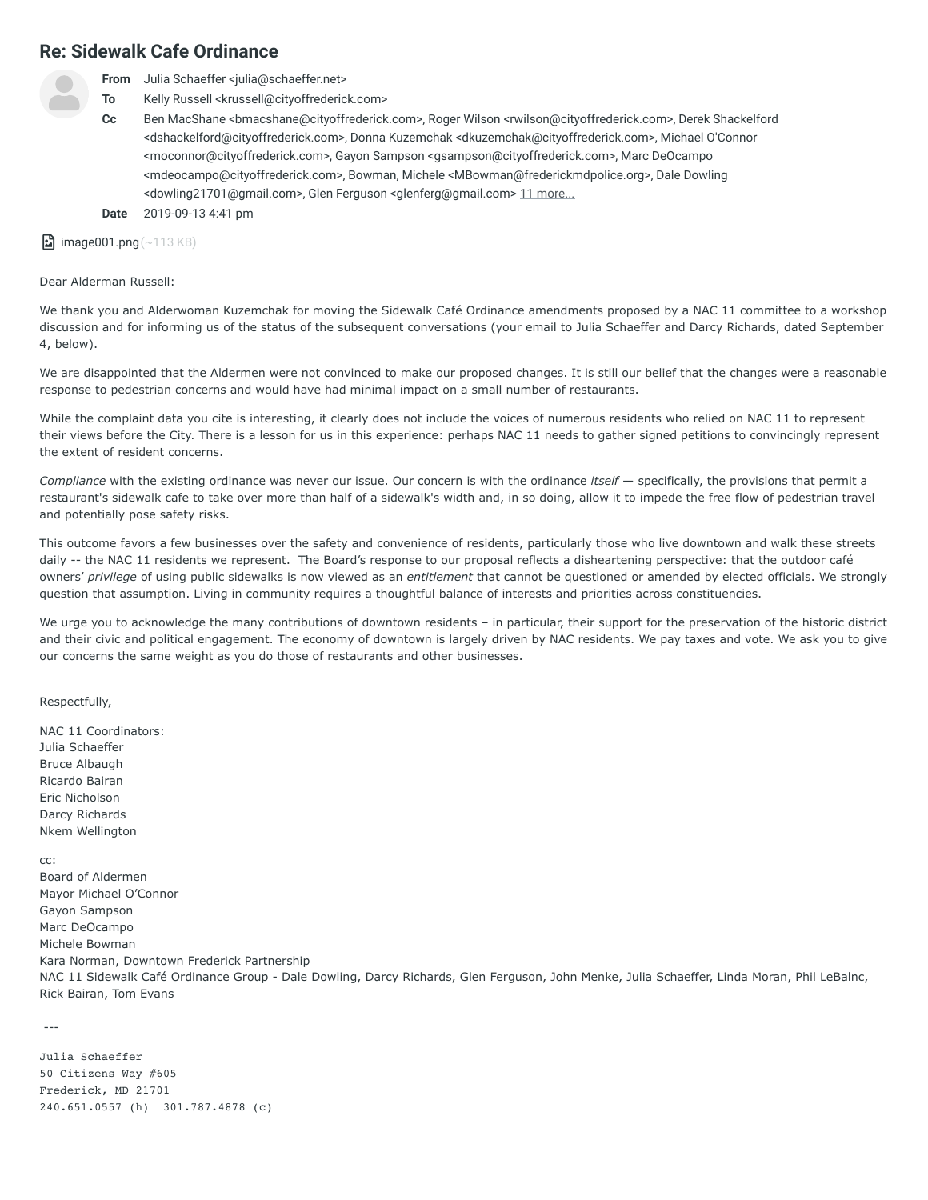# Re: Sidewalk Cafe Ordinance

**From** Julia Schaeffer <julia@schaeffer.net>
**To** Kelly Russell <krussell@cityoffrederick.com>
**Cc** Ben MacShane <bmacshane@cityoffrederick.com>, Roger Wilson <rwilson@cityoffrederick.com>, Derek Shackelford <dshackelford@cityoffrederick.com>, Donna Kuzemchak <dkuzemchak@cityoffrederick.com>, Michael O'Connor <moconnor@cityoffrederick.com>, Gayon Sampson <gsampson@cityoffrederick.com>, Marc DeOcampo <mdeocampo@cityoffrederick.com>, Bowman, Michele <MBowman@frederickmdpolice.org>, Dale Dowling <dowling21701@gmail.com>, Glen Ferguson <glenferg@gmail.com> 11 more...
**Date** 2019-09-13 4:41 pm

image001.png (~113 KB)

Dear Alderman Russell:

We thank you and Alderwoman Kuzemchak for moving the Sidewalk Café Ordinance amendments proposed by a NAC 11 committee to a workshop discussion and for informing us of the status of the subsequent conversations (your email to Julia Schaeffer and Darcy Richards, dated September 4, below).

We are disappointed that the Aldermen were not convinced to make our proposed changes. It is still our belief that the changes were a reasonable response to pedestrian concerns and would have had minimal impact on a small number of restaurants.

While the complaint data you cite is interesting, it clearly does not include the voices of numerous residents who relied on NAC 11 to represent their views before the City. There is a lesson for us in this experience: perhaps NAC 11 needs to gather signed petitions to convincingly represent the extent of resident concerns.

*Compliance* with the existing ordinance was never our issue. Our concern is with the ordinance *itself* — specifically, the provisions that permit a restaurant's sidewalk cafe to take over more than half of a sidewalk's width and, in so doing, allow it to impede the free flow of pedestrian travel and potentially pose safety risks.

This outcome favors a few businesses over the safety and convenience of residents, particularly those who live downtown and walk these streets daily -- the NAC 11 residents we represent. The Board's response to our proposal reflects a disheartening perspective: that the outdoor café owners' *privilege* of using public sidewalks is now viewed as an *entitlement* that cannot be questioned or amended by elected officials. We strongly question that assumption. Living in community requires a thoughtful balance of interests and priorities across constituencies.

We urge you to acknowledge the many contributions of downtown residents – in particular, their support for the preservation of the historic district and their civic and political engagement. The economy of downtown is largely driven by NAC residents. We pay taxes and vote. We ask you to give our concerns the same weight as you do those of restaurants and other businesses.

Respectfully,

NAC 11 Coordinators:
Julia Schaeffer
Bruce Albaugh
Ricardo Bairan
Eric Nicholson
Darcy Richards
Nkem Wellington

cc:
Board of Aldermen
Mayor Michael O'Connor
Gayon Sampson
Marc DeOcampo
Michele Bowman
Kara Norman, Downtown Frederick Partnership
NAC 11 Sidewalk Café Ordinance Group - Dale Dowling, Darcy Richards, Glen Ferguson, John Menke, Julia Schaeffer, Linda Moran, Phil LeBalnc, Rick Bairan, Tom Evans

---

```
Julia Schaeffer
50 Citizens Way #605
Frederick, MD 21701
240.651.0557 (h)  301.787.4878 (c)
```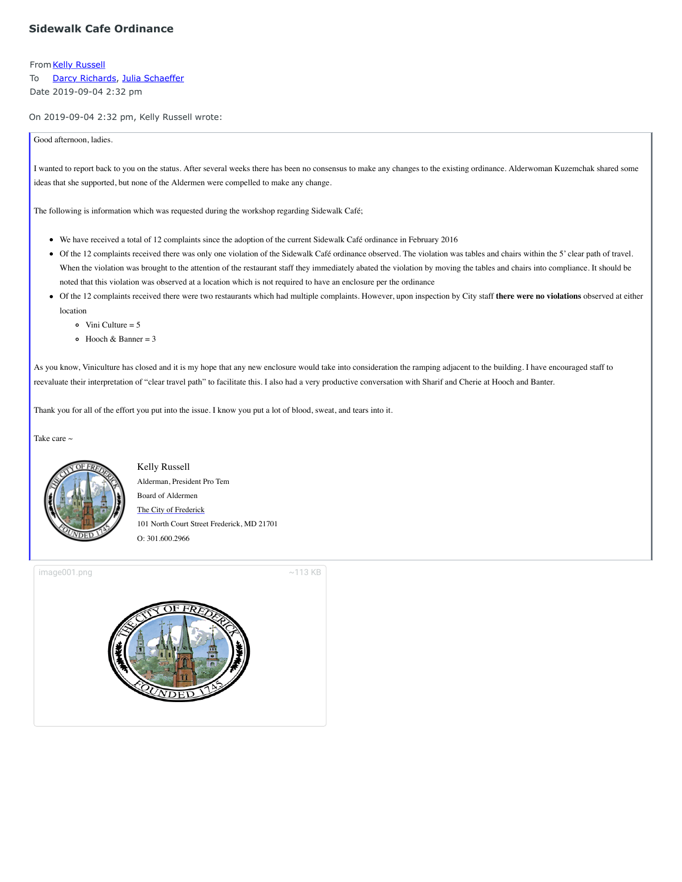## Sidewalk Cafe Ordinance

From Kelly Russell
To Darcy Richards, Julia Schaeffer
Date 2019-09-04 2:32 pm

On 2019-09-04 2:32 pm, Kelly Russell wrote:

Good afternoon, ladies.

I wanted to report back to you on the status. After several weeks there has been no consensus to make any changes to the existing ordinance. Alderwoman Kuzemchak shared some ideas that she supported, but none of the Aldermen were compelled to make any change.

The following is information which was requested during the workshop regarding Sidewalk Café;

- We have received a total of 12 complaints since the adoption of the current Sidewalk Café ordinance in February 2016
- Of the 12 complaints received there was only one violation of the Sidewalk Café ordinance observed. The violation was tables and chairs within the 5' clear path of travel. When the violation was brought to the attention of the restaurant staff they immediately abated the violation by moving the tables and chairs into compliance. It should be noted that this violation was observed at a location which is not required to have an enclosure per the ordinance
- Of the 12 complaints received there were two restaurants which had multiple complaints. However, upon inspection by City staff **there were no violations** observed at either location
  - Vini Culture = 5
  - Hooch & Banner = 3

As you know, Viniculture has closed and it is my hope that any new enclosure would take into consideration the ramping adjacent to the building. I have encouraged staff to reevaluate their interpretation of "clear travel path" to facilitate this. I also had a very productive conversation with Sharif and Cherie at Hooch and Banter.

Thank you for all of the effort you put into the issue. I know you put a lot of blood, sweat, and tears into it.

Take care ~

Kelly Russell
Alderman, President Pro Tem
Board of Aldermen
The City of Frederick
101 North Court Street Frederick, MD 21701
O: 301.600.2966

image001.png ~113 KB